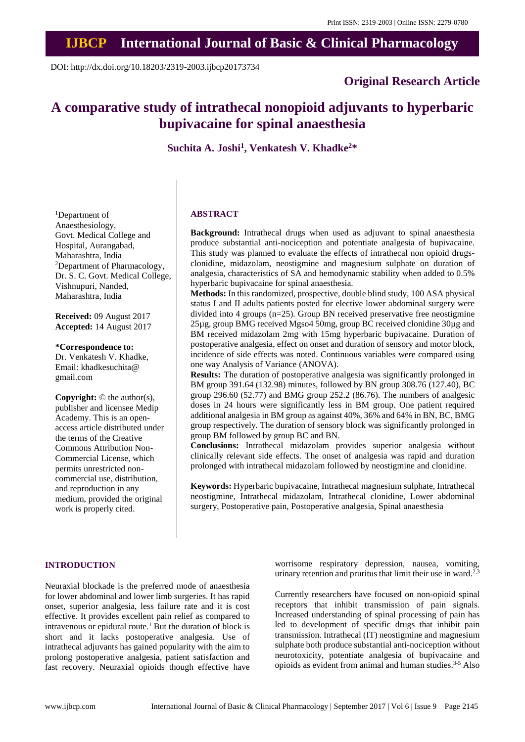DOI: http://dx.doi.org/10.18203/2319-2003.ijbcp20173734

**Original Research Article**

# A comparative study of intrathecal nonopioid adjuvants to hyperbaric bupivacaine for spinal anaesthesia

**Suchita A. Joshi[1], Venkatesh V. Khadke[2]***

[1]Department of Anaesthesiology, Govt. Medical College and Hospital, Aurangabad, Maharashtra, India
[2]Department of Pharmacology, Dr. S. C. Govt. Medical College, Vishnupuri, Nanded, Maharashtra, India

**Received:** 09 August 2017
**Accepted:** 14 August 2017

***Correspondence to:**
Dr. Venkatesh V. Khadke,
Email: khadkesuchita@gmail.com

**Copyright:** © the author(s), publisher and licensee Medip Academy. This is an open-access article distributed under the terms of the Creative Commons Attribution Non-Commercial License, which permits unrestricted non-commercial use, distribution, and reproduction in any medium, provided the original work is properly cited.

## ABSTRACT

**Background:** Intrathecal drugs when used as adjuvant to spinal anaesthesia produce substantial anti-nociception and potentiate analgesia of bupivacaine. This study was planned to evaluate the effects of intrathecal non opioid drugs-clonidine, midazolam, neostigmine and magnesium sulphate on duration of analgesia, characteristics of SA and hemodynamic stability when added to 0.5% hyperbaric bupivacaine for spinal anaesthesia.

**Methods:** In this randomized, prospective, double blind study, 100 ASA physical status I and II adults patients posted for elective lower abdominal surgery were divided into 4 groups (n=25). Group BN received preservative free neostigmine 25µg, group BMG received Mgso4 50mg, group BC received clonidine 30µg and BM received midazolam 2mg with 15mg hyperbaric bupivacaine. Duration of postoperative analgesia, effect on onset and duration of sensory and motor block, incidence of side effects was noted. Continuous variables were compared using one way Analysis of Variance (ANOVA).

**Results:** The duration of postoperative analgesia was significantly prolonged in BM group 391.64 (132.98) minutes, followed by BN group 308.76 (127.40), BC group 296.60 (52.77) and BMG group 252.2 (86.76). The numbers of analgesic doses in 24 hours were significantly less in BM group. One patient required additional analgesia in BM group as against 40%, 36% and 64% in BN, BC, BMG group respectively. The duration of sensory block was significantly prolonged in group BM followed by group BC and BN.

**Conclusions:** Intrathecal midazolam provides superior analgesia without clinically relevant side effects. The onset of analgesia was rapid and duration prolonged with intrathecal midazolam followed by neostigmine and clonidine.

**Keywords:** Hyperbaric bupivacaine, Intrathecal magnesium sulphate, Intrathecal neostigmine, Intrathecal midazolam, Intrathecal clonidine, Lower abdominal surgery, Postoperative pain, Postoperative analgesia, Spinal anaesthesia

## INTRODUCTION

Neuraxial blockade is the preferred mode of anaesthesia for lower abdominal and lower limb surgeries. It has rapid onset, superior analgesia, less failure rate and it is cost effective. It provides excellent pain relief as compared to intravenous or epidural route.[1] But the duration of block is short and it lacks postoperative analgesia. Use of intrathecal adjuvants has gained popularity with the aim to prolong postoperative analgesia, patient satisfaction and fast recovery. Neuraxial opioids though effective have worrisome respiratory depression, nausea, vomiting, urinary retention and pruritus that limit their use in ward.[2,3]

Currently researchers have focused on non-opioid spinal receptors that inhibit transmission of pain signals. Increased understanding of spinal processing of pain has led to development of specific drugs that inhibit pain transmission. Intrathecal (IT) neostigmine and magnesium sulphate both produce substantial anti-nociception without neurotoxicity, potentiate analgesia of bupivacaine and opioids as evident from animal and human studies.[3-5] Also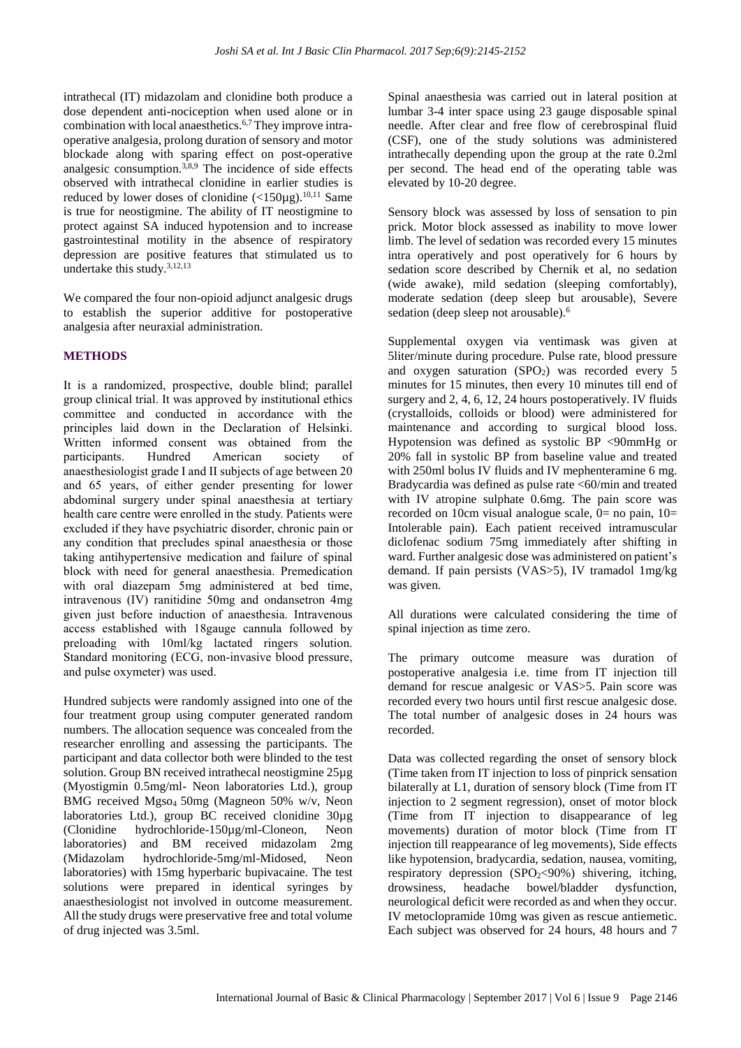intrathecal (IT) midazolam and clonidine both produce a dose dependent anti-nociception when used alone or in combination with local anaesthetics.[6,7] They improve intra-operative analgesia, prolong duration of sensory and motor blockade along with sparing effect on post-operative analgesic consumption.[3,8,9] The incidence of side effects observed with intrathecal clonidine in earlier studies is reduced by lower doses of clonidine (<150µg).[10,11] Same is true for neostigmine. The ability of IT neostigmine to protect against SA induced hypotension and to increase gastrointestinal motility in the absence of respiratory depression are positive features that stimulated us to undertake this study.[3,12,13]

We compared the four non-opioid adjunct analgesic drugs to establish the superior additive for postoperative analgesia after neuraxial administration.

## METHODS

It is a randomized, prospective, double blind; parallel group clinical trial. It was approved by institutional ethics committee and conducted in accordance with the principles laid down in the Declaration of Helsinki. Written informed consent was obtained from the participants. Hundred American society of anaesthesiologist grade I and II subjects of age between 20 and 65 years, of either gender presenting for lower abdominal surgery under spinal anaesthesia at tertiary health care centre were enrolled in the study. Patients were excluded if they have psychiatric disorder, chronic pain or any condition that precludes spinal anaesthesia or those taking antihypertensive medication and failure of spinal block with need for general anaesthesia. Premedication with oral diazepam 5mg administered at bed time, intravenous (IV) ranitidine 50mg and ondansetron 4mg given just before induction of anaesthesia. Intravenous access established with 18gauge cannula followed by preloading with 10ml/kg lactated ringers solution. Standard monitoring (ECG, non-invasive blood pressure, and pulse oxymeter) was used.

Hundred subjects were randomly assigned into one of the four treatment group using computer generated random numbers. The allocation sequence was concealed from the researcher enrolling and assessing the participants. The participant and data collector both were blinded to the test solution. Group BN received intrathecal neostigmine 25µg (Myostigmin 0.5mg/ml- Neon laboratories Ltd.), group BMG received $Mgso_4$ 50mg (Magneon 50% w/v, Neon laboratories Ltd.), group BC received clonidine 30µg (Clonidine hydrochloride-150µg/ml-Cloneon, Neon laboratories) and BM received midazolam 2mg (Midazolam hydrochloride-5mg/ml-Midosed, Neon laboratories) with 15mg hyperbaric bupivacaine. The test solutions were prepared in identical syringes by anaesthesiologist not involved in outcome measurement. All the study drugs were preservative free and total volume of drug injected was 3.5ml.

Spinal anaesthesia was carried out in lateral position at lumbar 3-4 inter space using 23 gauge disposable spinal needle. After clear and free flow of cerebrospinal fluid (CSF), one of the study solutions was administered intrathecally depending upon the group at the rate 0.2ml per second. The head end of the operating table was elevated by 10-20 degree.

Sensory block was assessed by loss of sensation to pin prick. Motor block assessed as inability to move lower limb. The level of sedation was recorded every 15 minutes intra operatively and post operatively for 6 hours by sedation score described by Chernik et al, no sedation (wide awake), mild sedation (sleeping comfortably), moderate sedation (deep sleep but arousable), Severe sedation (deep sleep not arousable).[6]

Supplemental oxygen via ventimask was given at 5liter/minute during procedure. Pulse rate, blood pressure and oxygen saturation ($SPO_2$) was recorded every 5 minutes for 15 minutes, then every 10 minutes till end of surgery and 2, 4, 6, 12, 24 hours postoperatively. IV fluids (crystalloids, colloids or blood) were administered for maintenance and according to surgical blood loss. Hypotension was defined as systolic BP <90mmHg or 20% fall in systolic BP from baseline value and treated with 250ml bolus IV fluids and IV mephenteramine 6 mg. Bradycardia was defined as pulse rate <60/min and treated with IV atropine sulphate 0.6mg. The pain score was recorded on 10cm visual analogue scale, 0= no pain, 10= Intolerable pain). Each patient received intramuscular diclofenac sodium 75mg immediately after shifting in ward. Further analgesic dose was administered on patient's demand. If pain persists (VAS>5), IV tramadol 1mg/kg was given.

All durations were calculated considering the time of spinal injection as time zero.

The primary outcome measure was duration of postoperative analgesia i.e. time from IT injection till demand for rescue analgesic or VAS>5. Pain score was recorded every two hours until first rescue analgesic dose. The total number of analgesic doses in 24 hours was recorded.

Data was collected regarding the onset of sensory block (Time taken from IT injection to loss of pinprick sensation bilaterally at L1, duration of sensory block (Time from IT injection to 2 segment regression), onset of motor block (Time from IT injection to disappearance of leg movements) duration of motor block (Time from IT injection till reappearance of leg movements), Side effects like hypotension, bradycardia, sedation, nausea, vomiting, respiratory depression ($SPO_2$<90%) shivering, itching, drowsiness, headache bowel/bladder dysfunction, neurological deficit were recorded as and when they occur. IV metoclopramide 10mg was given as rescue antiemetic. Each subject was observed for 24 hours, 48 hours and 7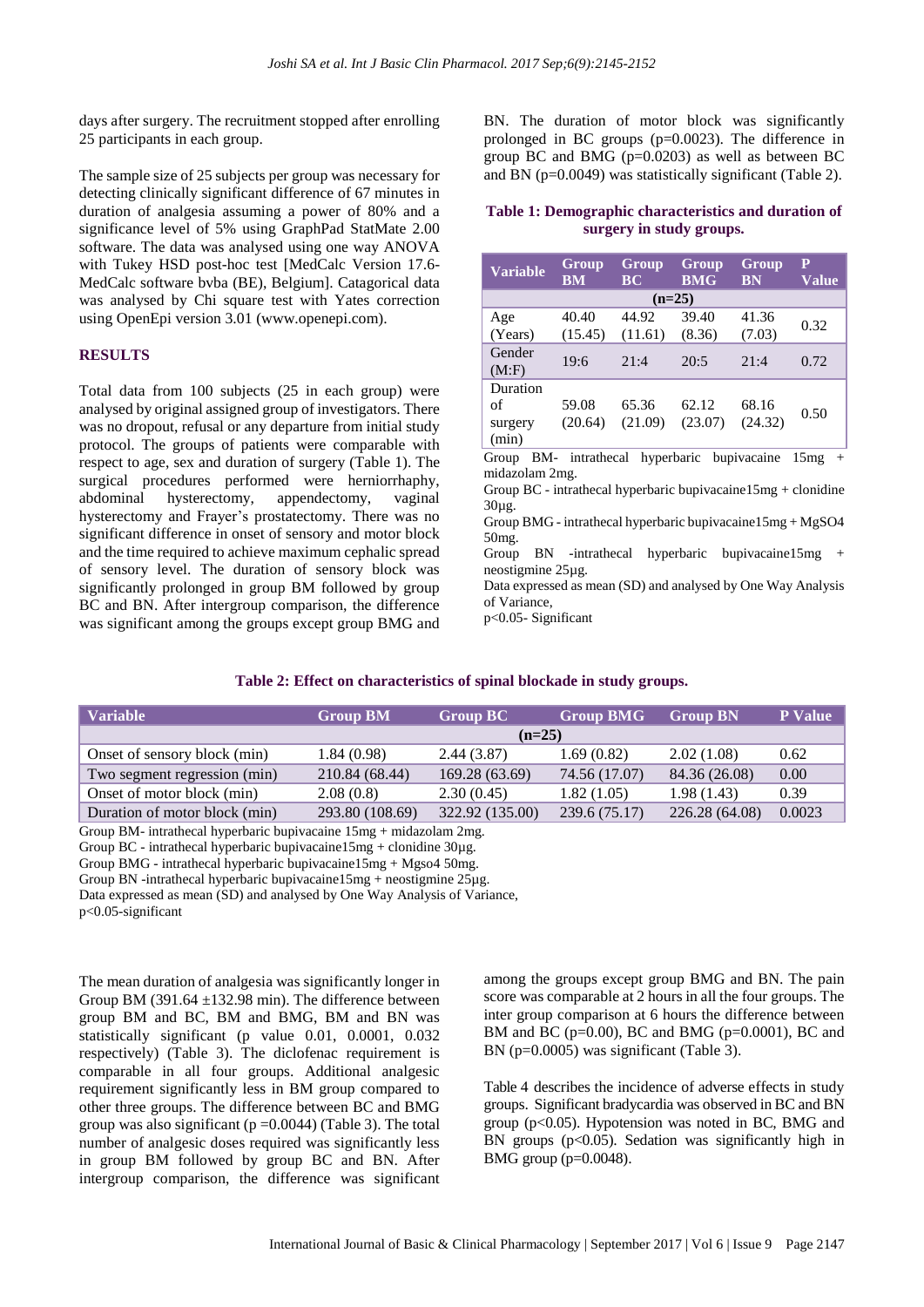days after surgery. The recruitment stopped after enrolling 25 participants in each group.

The sample size of 25 subjects per group was necessary for detecting clinically significant difference of 67 minutes in duration of analgesia assuming a power of 80% and a significance level of 5% using GraphPad StatMate 2.00 software. The data was analysed using one way ANOVA with Tukey HSD post-hoc test [MedCalc Version 17.6- MedCalc software bvba (BE), Belgium]. Catagorical data was analysed by Chi square test with Yates correction using OpenEpi version 3.01 (www.openepi.com).

## RESULTS

Total data from 100 subjects (25 in each group) were analysed by original assigned group of investigators. There was no dropout, refusal or any departure from initial study protocol. The groups of patients were comparable with respect to age, sex and duration of surgery (Table 1). The surgical procedures performed were herniorrhaphy, abdominal hysterectomy, appendectomy, vaginal hysterectomy and Frayer's prostatectomy. There was no significant difference in onset of sensory and motor block and the time required to achieve maximum cephalic spread of sensory level. The duration of sensory block was significantly prolonged in group BM followed by group BC and BN. After intergroup comparison, the difference was significant among the groups except group BMG and BN. The duration of motor block was significantly prolonged in BC groups (p=0.0023). The difference in group BC and BMG (p=0.0203) as well as between BC and BN (p=0.0049) was statistically significant (Table 2).

**Table 1: Demographic characteristics and duration of surgery in study groups.**

| Variable | Group BM | Group BC | Group BMG | Group BN | P Value |
|---|---|---|---|---|---|
| | (n=25) | | | | |
| Age (Years) | 40.40 (15.45) | 44.92 (11.61) | 39.40 (8.36) | 41.36 (7.03) | 0.32 |
| Gender (M:F) | 19:6 | 21:4 | 20:5 | 21:4 | 0.72 |
| Duration of surgery (min) | 59.08 (20.64) | 65.36 (21.09) | 62.12 (23.07) | 68.16 (24.32) | 0.50 |

Group BM- intrathecal hyperbaric bupivacaine 15mg + midazolam 2mg.
Group BC - intrathecal hyperbaric bupivacaine15mg + clonidine 30µg.
Group BMG - intrathecal hyperbaric bupivacaine15mg + MgSO4 50mg.
Group BN -intrathecal hyperbaric bupivacaine15mg + neostigmine 25µg.
Data expressed as mean (SD) and analysed by One Way Analysis of Variance,
p<0.05- Significant

**Table 2: Effect on characteristics of spinal blockade in study groups.**

| Variable | Group BM | Group BC | Group BMG | Group BN | P Value |
|---|---|---|---|---|---|
| | (n=25) | | | | |
| Onset of sensory block (min) | 1.84 (0.98) | 2.44 (3.87) | 1.69 (0.82) | 2.02 (1.08) | 0.62 |
| Two segment regression (min) | 210.84 (68.44) | 169.28 (63.69) | 74.56 (17.07) | 84.36 (26.08) | 0.00 |
| Onset of motor block (min) | 2.08 (0.8) | 2.30 (0.45) | 1.82 (1.05) | 1.98 (1.43) | 0.39 |
| Duration of motor block (min) | 293.80 (108.69) | 322.92 (135.00) | 239.6 (75.17) | 226.28 (64.08) | 0.0023 |

Group BM- intrathecal hyperbaric bupivacaine 15mg + midazolam 2mg.
Group BC - intrathecal hyperbaric bupivacaine15mg + clonidine 30µg.
Group BMG - intrathecal hyperbaric bupivacaine15mg + Mgso4 50mg.
Group BN -intrathecal hyperbaric bupivacaine15mg + neostigmine 25µg.
Data expressed as mean (SD) and analysed by One Way Analysis of Variance,
p<0.05-significant

The mean duration of analgesia was significantly longer in Group BM (391.64 ±132.98 min). The difference between group BM and BC, BM and BMG, BM and BN was statistically significant (p value 0.01, 0.0001, 0.032 respectively) (Table 3). The diclofenac requirement is comparable in all four groups. Additional analgesic requirement significantly less in BM group compared to other three groups. The difference between BC and BMG group was also significant (p =0.0044) (Table 3). The total number of analgesic doses required was significantly less in group BM followed by group BC and BN. After intergroup comparison, the difference was significant among the groups except group BMG and BN. The pain score was comparable at 2 hours in all the four groups. The inter group comparison at 6 hours the difference between BM and BC (p=0.00), BC and BMG (p=0.0001), BC and BN (p=0.0005) was significant (Table 3).

Table 4 describes the incidence of adverse effects in study groups. Significant bradycardia was observed in BC and BN group (p<0.05). Hypotension was noted in BC, BMG and BN groups (p<0.05). Sedation was significantly high in BMG group (p=0.0048).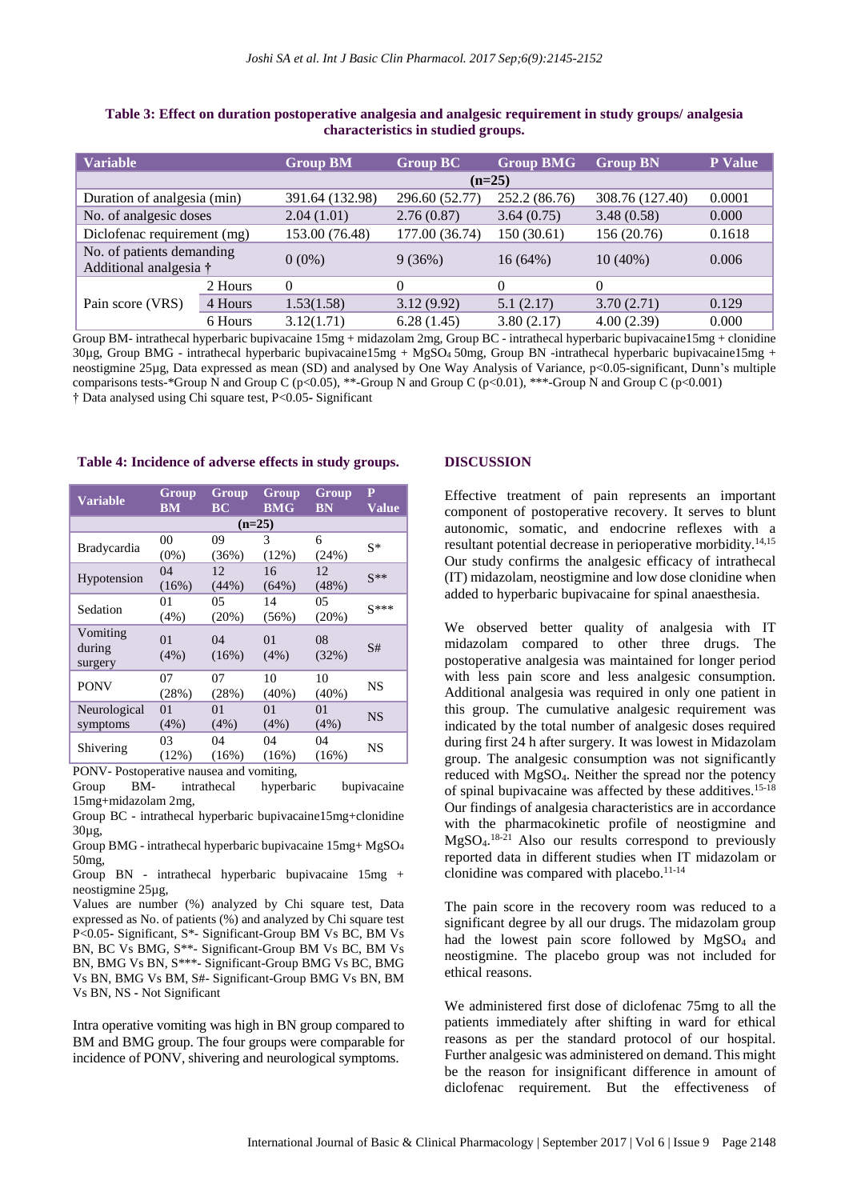**Table 3: Effect on duration postoperative analgesia and analgesic requirement in study groups/ analgesia characteristics in studied groups.**

| Variable | | Group BM | Group BC | Group BMG | Group BN | P Value |
|---|---|---|---|---|---|---|
| | | (n=25) | | | | |
| Duration of analgesia (min) | | 391.64 (132.98) | 296.60 (52.77) | 252.2 (86.76) | 308.76 (127.40) | 0.0001 |
| No. of analgesic doses | | 2.04 (1.01) | 2.76 (0.87) | 3.64 (0.75) | 3.48 (0.58) | 0.000 |
| Diclofenac requirement (mg) | | 153.00 (76.48) | 177.00 (36.74) | 150 (30.61) | 156 (20.76) | 0.1618 |
| No. of patients demanding Additional analgesia † | | 0 (0%) | 9 (36%) | 16 (64%) | 10 (40%) | 0.006 |
| Pain score (VRS) | 2 Hours | 0 | 0 | 0 | 0 | |
| | 4 Hours | 1.53(1.58) | 3.12 (9.92) | 5.1 (2.17) | 3.70 (2.71) | 0.129 |
| | 6 Hours | 3.12(1.71) | 6.28 (1.45) | 3.80 (2.17) | 4.00 (2.39) | 0.000 |

Group BM- intrathecal hyperbaric bupivacaine 15mg + midazolam 2mg, Group BC - intrathecal hyperbaric bupivacaine15mg + clonidine 30µg, Group BMG - intrathecal hyperbaric bupivacaine15mg + $MgSO_4$ 50mg, Group BN -intrathecal hyperbaric bupivacaine15mg + neostigmine 25µg, Data expressed as mean (SD) and analysed by One Way Analysis of Variance, p<0.05-significant, Dunn's multiple comparisons tests-*Group N and Group C (p<0.05), **-Group N and Group C (p<0.01), ***-Group N and Group C (p<0.001)
† Data analysed using Chi square test, P<0.05- Significant

**Table 4: Incidence of adverse effects in study groups.**

| Variable | Group BM | Group BC | Group BMG | Group BN | P Value |
|---|---|---|---|---|---|
| | (n=25) | | | | |
| Bradycardia | 00 (0%) | 09 (36%) | 3 (12%) | 6 (24%) | S* |
| Hypotension | 04 (16%) | 12 (44%) | 16 (64%) | 12 (48%) | S** |
| Sedation | 01 (4%) | 05 (20%) | 14 (56%) | 05 (20%) | S*** |
| Vomiting during surgery | 01 (4%) | 04 (16%) | 01 (4%) | 08 (32%) | S# |
| PONV | 07 (28%) | 07 (28%) | 10 (40%) | 10 (40%) | NS |
| Neurological symptoms | 01 (4%) | 01 (4%) | 01 (4%) | 01 (4%) | NS |
| Shivering | 03 (12%) | 04 (16%) | 04 (16%) | 04 (16%) | NS |

PONV- Postoperative nausea and vomiting,
Group BM- intrathecal hyperbaric bupivacaine 15mg+midazolam 2mg,
Group BC - intrathecal hyperbaric bupivacaine15mg+clonidine 30µg,
Group BMG - intrathecal hyperbaric bupivacaine 15mg+ $MgSO_4$ 50mg,
Group BN - intrathecal hyperbaric bupivacaine 15mg + neostigmine 25µg,
Values are number (%) analyzed by Chi square test, Data expressed as No. of patients (%) and analyzed by Chi square test P<0.05- Significant, S*- Significant-Group BM Vs BC, BM Vs BN, BC Vs BMG, S**- Significant-Group BM Vs BC, BM Vs BN, BMG Vs BN, S***- Significant-Group BMG Vs BC, BMG Vs BN, BMG Vs BM, S#- Significant-Group BMG Vs BN, BM Vs BN, NS - Not Significant

Intra operative vomiting was high in BN group compared to BM and BMG group. The four groups were comparable for incidence of PONV, shivering and neurological symptoms.

## DISCUSSION

Effective treatment of pain represents an important component of postoperative recovery. It serves to blunt autonomic, somatic, and endocrine reflexes with a resultant potential decrease in perioperative morbidity.[14,15] Our study confirms the analgesic efficacy of intrathecal (IT) midazolam, neostigmine and low dose clonidine when added to hyperbaric bupivacaine for spinal anaesthesia.

We observed better quality of analgesia with IT midazolam compared to other three drugs. The postoperative analgesia was maintained for longer period with less pain score and less analgesic consumption. Additional analgesia was required in only one patient in this group. The cumulative analgesic requirement was indicated by the total number of analgesic doses required during first 24 h after surgery. It was lowest in Midazolam group. The analgesic consumption was not significantly reduced with $MgSO_4$. Neither the spread nor the potency of spinal bupivacaine was affected by these additives.[15-18] Our findings of analgesia characteristics are in accordance with the pharmacokinetic profile of neostigmine and $MgSO_4$.[18-21] Also our results correspond to previously reported data in different studies when IT midazolam or clonidine was compared with placebo.[11-14]

The pain score in the recovery room was reduced to a significant degree by all our drugs. The midazolam group had the lowest pain score followed by $MgSO_4$ and neostigmine. The placebo group was not included for ethical reasons.

We administered first dose of diclofenac 75mg to all the patients immediately after shifting in ward for ethical reasons as per the standard protocol of our hospital. Further analgesic was administered on demand. This might be the reason for insignificant difference in amount of diclofenac requirement. But the effectiveness of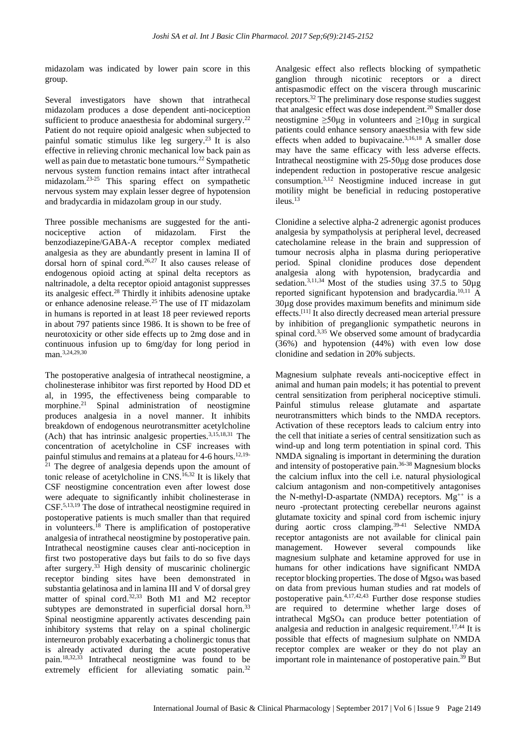midazolam was indicated by lower pain score in this group.

Several investigators have shown that intrathecal midazolam produces a dose dependent anti-nociception sufficient to produce anaesthesia for abdominal surgery.[22] Patient do not require opioid analgesic when subjected to painful somatic stimulus like leg surgery.[23] It is also effective in relieving chronic mechanical low back pain as well as pain due to metastatic bone tumours.[22] Sympathetic nervous system function remains intact after intrathecal midazolam.[23-25] This sparing effect on sympathetic nervous system may explain lesser degree of hypotension and bradycardia in midazolam group in our study.

Three possible mechanisms are suggested for the anti-nociceptive action of midazolam. First the benzodiazepine/GABA-A receptor complex mediated analgesia as they are abundantly present in lamina II of dorsal horn of spinal cord.[26,27] It also causes release of endogenous opioid acting at spinal delta receptors as naltrinadole, a delta receptor opioid antagonist suppresses its analgesic effect.[28] Thirdly it inhibits adenosine uptake or enhance adenosine release.[25] The use of IT midazolam in humans is reported in at least 18 peer reviewed reports in about 797 patients since 1986. It is shown to be free of neurotoxicity or other side effects up to 2mg dose and in continuous infusion up to 6mg/day for long period in man.[3,24,29,30]

The postoperative analgesia of intrathecal neostigmine, a cholinesterase inhibitor was first reported by Hood DD et al, in 1995, the effectiveness being comparable to morphine.[21] Spinal administration of neostigmine produces analgesia in a novel manner. It inhibits breakdown of endogenous neurotransmitter acetylcholine (Ach) that has intrinsic analgesic properties.[3,15,18,31] The concentration of acetylcholine in CSF increases with painful stimulus and remains at a plateau for 4-6 hours.[12,19-21] The degree of analgesia depends upon the amount of tonic release of acetylcholine in CNS.[16,32] It is likely that CSF neostigmine concentration even after lowest dose were adequate to significantly inhibit cholinesterase in CSF.[5,13,19] The dose of intrathecal neostigmine required in postoperative patients is much smaller than that required in volunteers.[18] There is amplification of postoperative analgesia of intrathecal neostigmine by postoperative pain. Intrathecal neostigmine causes clear anti-nociception in first two postoperative days but fails to do so five days after surgery.[33] High density of muscarinic cholinergic receptor binding sites have been demonstrated in substantia gelatinosa and in lamina III and V of dorsal grey matter of spinal cord.[32,33] Both M1 and M2 receptor subtypes are demonstrated in superficial dorsal horn.[33] Spinal neostigmine apparently activates descending pain inhibitory systems that relay on a spinal cholinergic interneuron probably exacerbating a cholinergic tonus that is already activated during the acute postoperative pain.[18,32,33] Intrathecal neostigmine was found to be extremely efficient for alleviating somatic pain.[32] Analgesic effect also reflects blocking of sympathetic ganglion through nicotinic receptors or a direct antispasmodic effect on the viscera through muscarinic receptors.[32] The preliminary dose response studies suggest that analgesic effect was dose independent.[20] Smaller dose neostigmine ≥50µg in volunteers and ≥10µg in surgical patients could enhance sensory anaesthesia with few side effects when added to bupivacaine.[3,16,18] A smaller dose may have the same efficacy with less adverse effects. Intrathecal neostigmine with 25-50µg dose produces dose independent reduction in postoperative rescue analgesic consumption.[3,12] Neostigmine induced increase in gut motility might be beneficial in reducing postoperative ileus.[13]

Clonidine a selective alpha-2 adrenergic agonist produces analgesia by sympatholysis at peripheral level, decreased catecholamine release in the brain and suppression of tumour necrosis alpha in plasma during perioperative period. Spinal clonidine produces dose dependent analgesia along with hypotension, bradycardia and sedation.[3,11,34] Most of the studies using 37.5 to 50µg reported significant hypotension and bradycardia.[10,11] A 30µg dose provides maximum benefits and minimum side effects.[11] It also directly decreased mean arterial pressure by inhibition of preganglionic sympathetic neurons in spinal cord.[3,35] We observed some amount of bradycardia (36%) and hypotension (44%) with even low dose clonidine and sedation in 20% subjects.

Magnesium sulphate reveals anti-nociceptive effect in animal and human pain models; it has potential to prevent central sensitization from peripheral nociceptive stimuli. Painful stimulus release glutamate and aspartate neurotransmitters which binds to the NMDA receptors. Activation of these receptors leads to calcium entry into the cell that initiate a series of central sensitization such as wind-up and long term potentiation in spinal cord. This NMDA signaling is important in determining the duration and intensity of postoperative pain.[36-38] Magnesium blocks the calcium influx into the cell i.e. natural physiological calcium antagonism and non-competitively antagonises the N-methyl-D-aspartate (NMDA) receptors. $Mg^{++}$ is a neuro -protectant protecting cerebellar neurons against glutamate toxicity and spinal cord from ischemic injury during aortic cross clamping.[39-41] Selective NMDA receptor antagonists are not available for clinical pain management. However several compounds like magnesium sulphate and ketamine approved for use in humans for other indications have significant NMDA receptor blocking properties. The dose of $Mgso_4$ was based on data from previous human studies and rat models of postoperative pain.[4,17,42,43] Further dose response studies are required to determine whether large doses of intrathecal $MgSO_4$ can produce better potentiation of analgesia and reduction in analgesic requirement.[17,44] It is possible that effects of magnesium sulphate on NMDA receptor complex are weaker or they do not play an important role in maintenance of postoperative pain.[39] But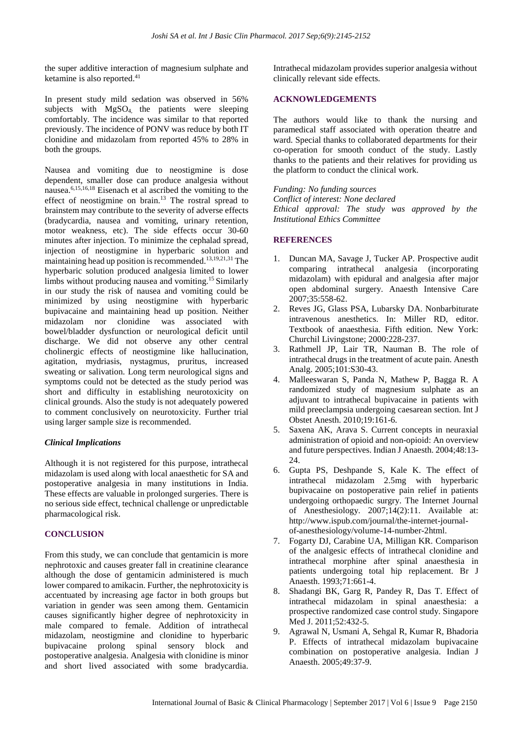the super additive interaction of magnesium sulphate and ketamine is also reported.[41]

In present study mild sedation was observed in 56% subjects with $MgSO_4$, the patients were sleeping comfortably. The incidence was similar to that reported previously. The incidence of PONV was reduce by both IT clonidine and midazolam from reported 45% to 28% in both the groups.

Nausea and vomiting due to neostigmine is dose dependent, smaller dose can produce analgesia without nausea.[6,15,16,18] Eisenach et al ascribed the vomiting to the effect of neostigmine on brain.[13] The rostral spread to brainstem may contribute to the severity of adverse effects (bradycardia, nausea and vomiting, urinary retention, motor weakness, etc). The side effects occur 30-60 minutes after injection. To minimize the cephalad spread, injection of neostigmine in hyperbaric solution and maintaining head up position is recommended.[13,19,21,31] The hyperbaric solution produced analgesia limited to lower limbs without producing nausea and vomiting.[15] Similarly in our study the risk of nausea and vomiting could be minimized by using neostigmine with hyperbaric bupivacaine and maintaining head up position. Neither midazolam nor clonidine was associated with bowel/bladder dysfunction or neurological deficit until discharge. We did not observe any other central cholinergic effects of neostigmine like hallucination, agitation, mydriasis, nystagmus, pruritus, increased sweating or salivation. Long term neurological signs and symptoms could not be detected as the study period was short and difficulty in establishing neurotoxicity on clinical grounds. Also the study is not adequately powered to comment conclusively on neurotoxicity. Further trial using larger sample size is recommended.

### *Clinical Implications*

Although it is not registered for this purpose, intrathecal midazolam is used along with local anaesthetic for SA and postoperative analgesia in many institutions in India. These effects are valuable in prolonged surgeries. There is no serious side effect, technical challenge or unpredictable pharmacological risk.

## CONCLUSION

From this study, we can conclude that gentamicin is more nephrotoxic and causes greater fall in creatinine clearance although the dose of gentamicin administered is much lower compared to amikacin. Further, the nephrotoxicity is accentuated by increasing age factor in both groups but variation in gender was seen among them. Gentamicin causes significantly higher degree of nephrotoxicity in male compared to female. Addition of intrathecal midazolam, neostigmine and clonidine to hyperbaric bupivacaine prolong spinal sensory block and postoperative analgesia. Analgesia with clonidine is minor and short lived associated with some bradycardia. Intrathecal midazolam provides superior analgesia without clinically relevant side effects.

## ACKNOWLEDGEMENTS

The authors would like to thank the nursing and paramedical staff associated with operation theatre and ward. Special thanks to collaborated departments for their co-operation for smooth conduct of the study. Lastly thanks to the patients and their relatives for providing us the platform to conduct the clinical work.

*Funding: No funding sources*
*Conflict of interest: None declared*
*Ethical approval: The study was approved by the Institutional Ethics Committee*

## REFERENCES

1. Duncan MA, Savage J, Tucker AP. Prospective audit comparing intrathecal analgesia (incorporating midazolam) with epidural and analgesia after major open abdominal surgery. Anaesth Intensive Care 2007;35:558-62.
2. Reves JG, Glass PSA, Lubarsky DA. Nonbarbiturate intravenous anesthetics. In: Miller RD, editor. Textbook of anaesthesia. Fifth edition. New York: Churchil Livingstone; 2000:228-237.
3. Rathmell JP, Lair TR, Nauman B. The role of intrathecal drugs in the treatment of acute pain. Anesth Analg. 2005;101:S30-43.
4. Malleeswaran S, Panda N, Mathew P, Bagga R. A randomized study of magnesium sulphate as an adjuvant to intrathecal bupivacaine in patients with mild preeclampsia undergoing caesarean section. Int J Obstet Anesth. 2010;19:161-6.
5. Saxena AK, Arava S. Current concepts in neuraxial administration of opioid and non-opioid: An overview and future perspectives. Indian J Anaesth. 2004;48:13-24.
6. Gupta PS, Deshpande S, Kale K. The effect of intrathecal midazolam 2.5mg with hyperbaric bupivacaine on postoperative pain relief in patients undergoing orthopaedic surgry. The Internet Journal of Anesthesiology. 2007;14(2):11. Available at: http://www.ispub.com/journal/the-internet-journal-of-anesthesiology/volume-14-number-2html.
7. Fogarty DJ, Carabine UA, Milligan KR. Comparison of the analgesic effects of intrathecal clonidine and intrathecal morphine after spinal anaesthesia in patients undergoing total hip replacement. Br J Anaesth. 1993;71:661-4.
8. Shadangi BK, Garg R, Pandey R, Das T. Effect of intrathecal midazolam in spinal anaesthesia: a prospective randomized case control study. Singapore Med J. 2011;52:432-5.
9. Agrawal N, Usmani A, Sehgal R, Kumar R, Bhadoria P. Effects of intrathecal midazolam bupivacaine combination on postoperative analgesia. Indian J Anaesth. 2005;49:37-9.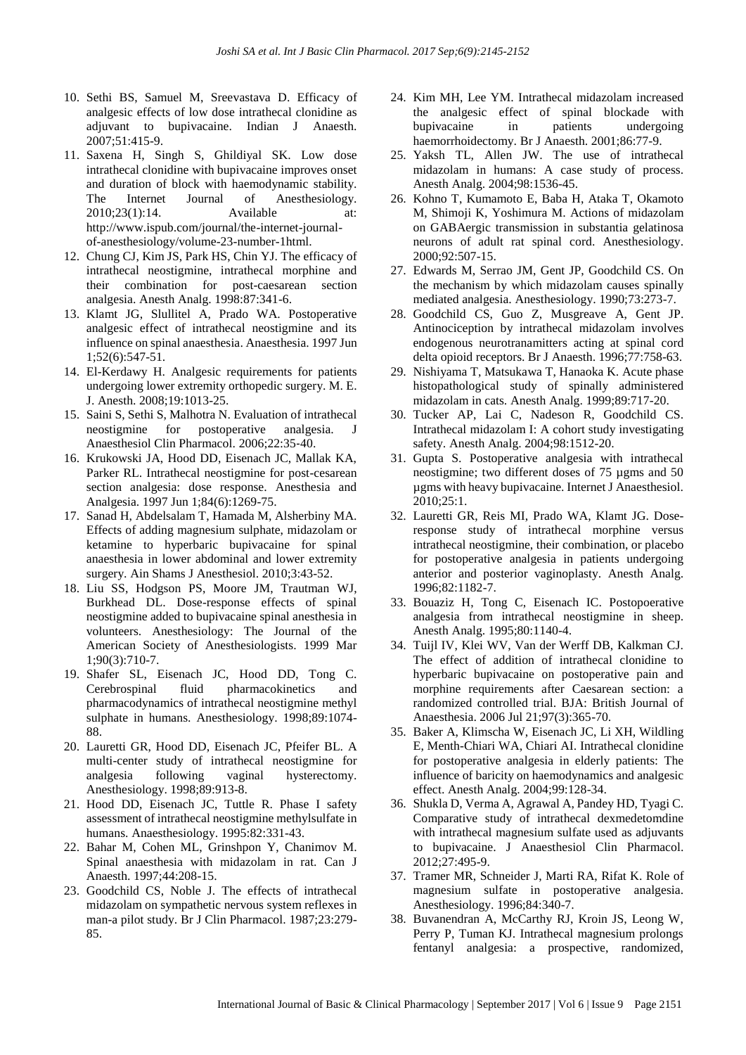10. Sethi BS, Samuel M, Sreevastava D. Efficacy of analgesic effects of low dose intrathecal clonidine as adjuvant to bupivacaine. Indian J Anaesth. 2007;51:415-9.
11. Saxena H, Singh S, Ghildiyal SK. Low dose intrathecal clonidine with bupivacaine improves onset and duration of block with haemodynamic stability. The Internet Journal of Anesthesiology. 2010;23(1):14. Available at: http://www.ispub.com/journal/the-internet-journal-of-anesthesiology/volume-23-number-1html.
12. Chung CJ, Kim JS, Park HS, Chin YJ. The efficacy of intrathecal neostigmine, intrathecal morphine and their combination for post-caesarean section analgesia. Anesth Analg. 1998:87:341-6.
13. Klamt JG, Slullitel A, Prado WA. Postoperative analgesic effect of intrathecal neostigmine and its influence on spinal anaesthesia. Anaesthesia. 1997 Jun 1;52(6):547-51.
14. El-Kerdawy H. Analgesic requirements for patients undergoing lower extremity orthopedic surgery. M. E. J. Anesth. 2008;19:1013-25.
15. Saini S, Sethi S, Malhotra N. Evaluation of intrathecal neostigmine for postoperative analgesia. J Anaesthesiol Clin Pharmacol. 2006;22:35-40.
16. Krukowski JA, Hood DD, Eisenach JC, Mallak KA, Parker RL. Intrathecal neostigmine for post-cesarean section analgesia: dose response. Anesthesia and Analgesia. 1997 Jun 1;84(6):1269-75.
17. Sanad H, Abdelsalam T, Hamada M, Alsherbiny MA. Effects of adding magnesium sulphate, midazolam or ketamine to hyperbaric bupivacaine for spinal anaesthesia in lower abdominal and lower extremity surgery. Ain Shams J Anesthesiol. 2010;3:43-52.
18. Liu SS, Hodgson PS, Moore JM, Trautman WJ, Burkhead DL. Dose-response effects of spinal neostigmine added to bupivacaine spinal anesthesia in volunteers. Anesthesiology: The Journal of the American Society of Anesthesiologists. 1999 Mar 1;90(3):710-7.
19. Shafer SL, Eisenach JC, Hood DD, Tong C. Cerebrospinal fluid pharmacokinetics and pharmacodynamics of intrathecal neostigmine methyl sulphate in humans. Anesthesiology. 1998;89:1074-88.
20. Lauretti GR, Hood DD, Eisenach JC, Pfeifer BL. A multi-center study of intrathecal neostigmine for analgesia following vaginal hysterectomy. Anesthesiology. 1998;89:913-8.
21. Hood DD, Eisenach JC, Tuttle R. Phase I safety assessment of intrathecal neostigmine methylsulfate in humans. Anaesthesiology. 1995:82:331-43.
22. Bahar M, Cohen ML, Grinshpon Y, Chanimov M. Spinal anaesthesia with midazolam in rat. Can J Anaesth. 1997;44:208-15.
23. Goodchild CS, Noble J. The effects of intrathecal midazolam on sympathetic nervous system reflexes in man-a pilot study. Br J Clin Pharmacol. 1987;23:279-85.
24. Kim MH, Lee YM. Intrathecal midazolam increased the analgesic effect of spinal blockade with bupivacaine in patients undergoing haemorrhoidectomy. Br J Anaesth. 2001;86:77-9.
25. Yaksh TL, Allen JW. The use of intrathecal midazolam in humans: A case study of process. Anesth Analg. 2004;98:1536-45.
26. Kohno T, Kumamoto E, Baba H, Ataka T, Okamoto M, Shimoji K, Yoshimura M. Actions of midazolam on GABAergic transmission in substantia gelatinosa neurons of adult rat spinal cord. Anesthesiology. 2000;92:507-15.
27. Edwards M, Serrao JM, Gent JP, Goodchild CS. On the mechanism by which midazolam causes spinally mediated analgesia. Anesthesiology. 1990;73:273-7.
28. Goodchild CS, Guo Z, Musgreave A, Gent JP. Antinociception by intrathecal midazolam involves endogenous neurotranamitters acting at spinal cord delta opioid receptors. Br J Anaesth. 1996;77:758-63.
29. Nishiyama T, Matsukawa T, Hanaoka K. Acute phase histopathological study of spinally administered midazolam in cats. Anesth Analg. 1999;89:717-20.
30. Tucker AP, Lai C, Nadeson R, Goodchild CS. Intrathecal midazolam I: A cohort study investigating safety. Anesth Analg. 2004;98:1512-20.
31. Gupta S. Postoperative analgesia with intrathecal neostigmine; two different doses of 75 µgms and 50 µgms with heavy bupivacaine. Internet J Anaesthesiol. 2010;25:1.
32. Lauretti GR, Reis MI, Prado WA, Klamt JG. Dose-response study of intrathecal morphine versus intrathecal neostigmine, their combination, or placebo for postoperative analgesia in patients undergoing anterior and posterior vaginoplasty. Anesth Analg. 1996;82:1182-7.
33. Bouaziz H, Tong C, Eisenach IC. Postopoerative analgesia from intrathecal neostigmine in sheep. Anesth Analg. 1995;80:1140-4.
34. Tuijl IV, Klei WV, Van der Werff DB, Kalkman CJ. The effect of addition of intrathecal clonidine to hyperbaric bupivacaine on postoperative pain and morphine requirements after Caesarean section: a randomized controlled trial. BJA: British Journal of Anaesthesia. 2006 Jul 21;97(3):365-70.
35. Baker A, Klimscha W, Eisenach JC, Li XH, Wildling E, Menth-Chiari WA, Chiari AI. Intrathecal clonidine for postoperative analgesia in elderly patients: The influence of baricity on haemodynamics and analgesic effect. Anesth Analg. 2004;99:128-34.
36. Shukla D, Verma A, Agrawal A, Pandey HD, Tyagi C. Comparative study of intrathecal dexmedetomdine with intrathecal magnesium sulfate used as adjuvants to bupivacaine. J Anaesthesiol Clin Pharmacol. 2012;27:495-9.
37. Tramer MR, Schneider J, Marti RA, Rifat K. Role of magnesium sulfate in postoperative analgesia. Anesthesiology. 1996;84:340-7.
38. Buvanendran A, McCarthy RJ, Kroin JS, Leong W, Perry P, Tuman KJ. Intrathecal magnesium prolongs fentanyl analgesia: a prospective, randomized,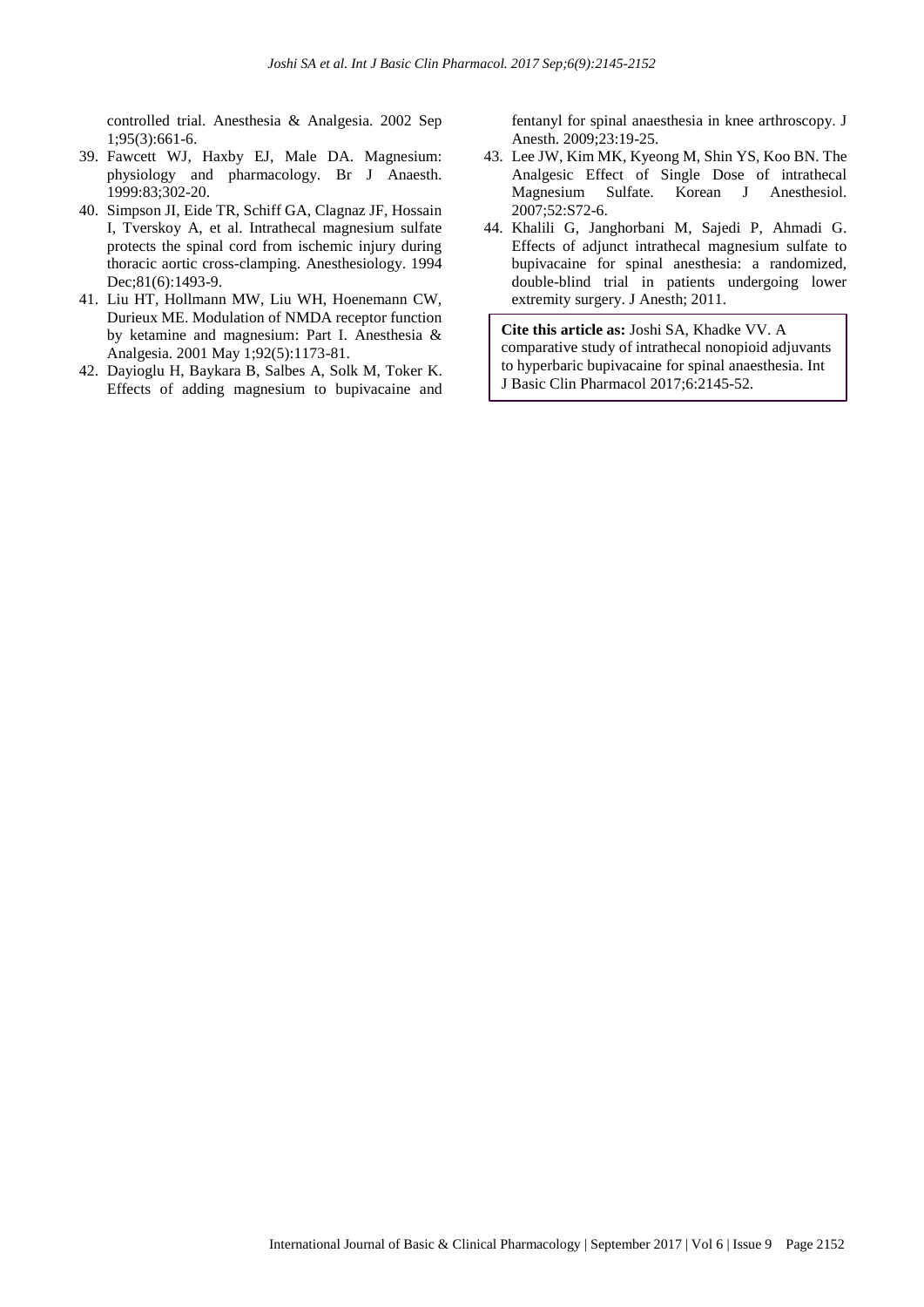controlled trial. Anesthesia & Analgesia. 2002 Sep 1;95(3):661-6.

39. Fawcett WJ, Haxby EJ, Male DA. Magnesium: physiology and pharmacology. Br J Anaesth. 1999:83;302-20.
40. Simpson JI, Eide TR, Schiff GA, Clagnaz JF, Hossain I, Tverskoy A, et al. Intrathecal magnesium sulfate protects the spinal cord from ischemic injury during thoracic aortic cross-clamping. Anesthesiology. 1994 Dec;81(6):1493-9.
41. Liu HT, Hollmann MW, Liu WH, Hoenemann CW, Durieux ME. Modulation of NMDA receptor function by ketamine and magnesium: Part I. Anesthesia & Analgesia. 2001 May 1;92(5):1173-81.
42. Dayioglu H, Baykara B, Salbes A, Solk M, Toker K. Effects of adding magnesium to bupivacaine and fentanyl for spinal anaesthesia in knee arthroscopy. J Anesth. 2009;23:19-25.
43. Lee JW, Kim MK, Kyeong M, Shin YS, Koo BN. The Analgesic Effect of Single Dose of intrathecal Magnesium Sulfate. Korean J Anesthesiol. 2007;52:S72-6.
44. Khalili G, Janghorbani M, Sajedi P, Ahmadi G. Effects of adjunct intrathecal magnesium sulfate to bupivacaine for spinal anesthesia: a randomized, double-blind trial in patients undergoing lower extremity surgery. J Anesth; 2011.

**Cite this article as:** Joshi SA, Khadke VV. A comparative study of intrathecal nonopioid adjuvants to hyperbaric bupivacaine for spinal anaesthesia. Int J Basic Clin Pharmacol 2017;6:2145-52.